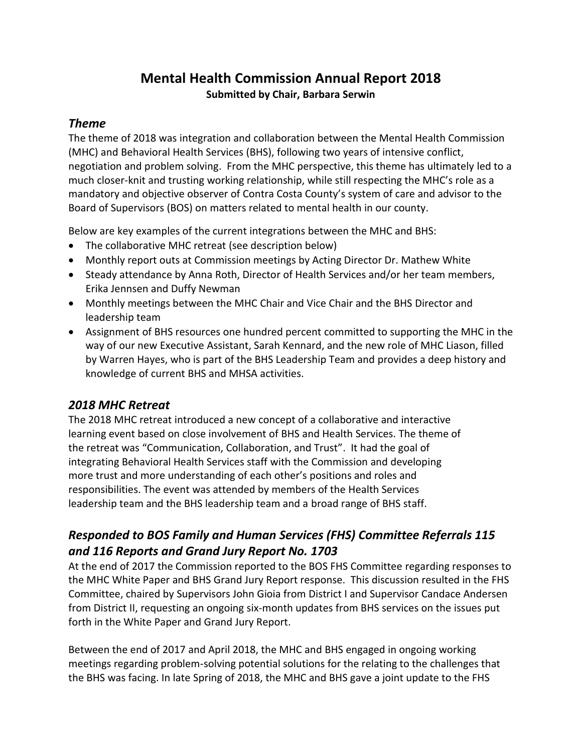# Mental Health Commission Annual Report 2018

**Submitted by Chair, Barbara Serwin**

## *Theme*

The theme of 2018 was integration and collaboration between the Mental Health Commission (MHC) and Behavioral Health Services (BHS), following two years of intensive conflict, negotiation and problem solving. From the MHC perspective, this theme has ultimately led to a much closer-knit and trusting working relationship, while still respecting the MHC's role as a mandatory and objective observer of Contra Costa County's system of care and advisor to the Board of Supervisors (BOS) on matters related to mental health in our county.

Below are key examples of the current integrations between the MHC and BHS:

- The collaborative MHC retreat (see description below)
- Monthly report outs at Commission meetings by Acting Director Dr. Mathew White
- Steady attendance by Anna Roth, Director of Health Services and/or her team members, Erika Jennsen and Duffy Newman
- Monthly meetings between the MHC Chair and Vice Chair and the BHS Director and leadership team
- Assignment of BHS resources one hundred percent committed to supporting the MHC in the way of our new Executive Assistant, Sarah Kennard, and the new role of MHC Liason, filled by Warren Hayes, who is part of the BHS Leadership Team and provides a deep history and knowledge of current BHS and MHSA activities.

## *2018 MHC Retreat*

The 2018 MHC retreat introduced a new concept of a collaborative and interactive learning event based on close involvement of BHS and Health Services. The theme of the retreat was "Communication, Collaboration, and Trust". It had the goal of integrating Behavioral Health Services staff with the Commission and developing more trust and more understanding of each other's positions and roles and responsibilities. The event was attended by members of the Health Services leadership team and the BHS leadership team and a broad range of BHS staff.

## *Responded to BOS Family and Human Services (FHS) Committee Referrals 115 and 116 Reports and Grand Jury Report No. 1703*

At the end of 2017 the Commission reported to the BOS FHS Committee regarding responses to the MHC White Paper and BHS Grand Jury Report response. This discussion resulted in the FHS Committee, chaired by Supervisors John Gioia from District I and Supervisor Candace Andersen from District II, requesting an ongoing six-month updates from BHS services on the issues put forth in the White Paper and Grand Jury Report.

Between the end of 2017 and April 2018, the MHC and BHS engaged in ongoing working meetings regarding problem-solving potential solutions for the relating to the challenges that the BHS was facing. In late Spring of 2018, the MHC and BHS gave a joint update to the FHS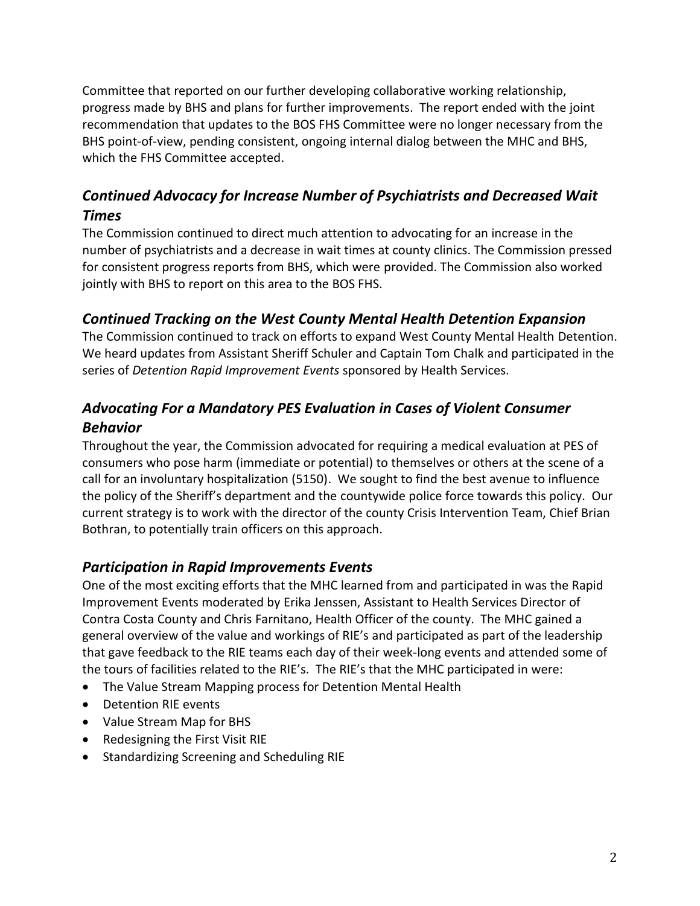Committee that reported on our further developing collaborative working relationship, progress made by BHS and plans for further improvements. The report ended with the joint recommendation that updates to the BOS FHS Committee were no longer necessary from the BHS point-of-view, pending consistent, ongoing internal dialog between the MHC and BHS, which the FHS Committee accepted.

## *Continued Advocacy for Increase Number of Psychiatrists and Decreased Wait Times*

The Commission continued to direct much attention to advocating for an increase in the number of psychiatrists and a decrease in wait times at county clinics. The Commission pressed for consistent progress reports from BHS, which were provided. The Commission also worked jointly with BHS to report on this area to the BOS FHS.

## *Continued Tracking on the West County Mental Health Detention Expansion*

The Commission continued to track on efforts to expand West County Mental Health Detention. We heard updates from Assistant Sheriff Schuler and Captain Tom Chalk and participated in the series of *Detention Rapid Improvement Events* sponsored by Health Services.

## *Advocating For a Mandatory PES Evaluation in Cases of Violent Consumer Behavior*

Throughout the year, the Commission advocated for requiring a medical evaluation at PES of consumers who pose harm (immediate or potential) to themselves or others at the scene of a call for an involuntary hospitalization (5150). We sought to find the best avenue to influence the policy of the Sheriff's department and the countywide police force towards this policy. Our current strategy is to work with the director of the county Crisis Intervention Team, Chief Brian Bothran, to potentially train officers on this approach.

## *Participation in Rapid Improvements Events*

One of the most exciting efforts that the MHC learned from and participated in was the Rapid Improvement Events moderated by Erika Jenssen, Assistant to Health Services Director of Contra Costa County and Chris Farnitano, Health Officer of the county. The MHC gained a general overview of the value and workings of RIE's and participated as part of the leadership that gave feedback to the RIE teams each day of their week-long events and attended some of the tours of facilities related to the RIE's. The RIE's that the MHC participated in were:

- The Value Stream Mapping process for Detention Mental Health
- Detention RIE events
- Value Stream Map for BHS
- Redesigning the First Visit RIE
- Standardizing Screening and Scheduling RIE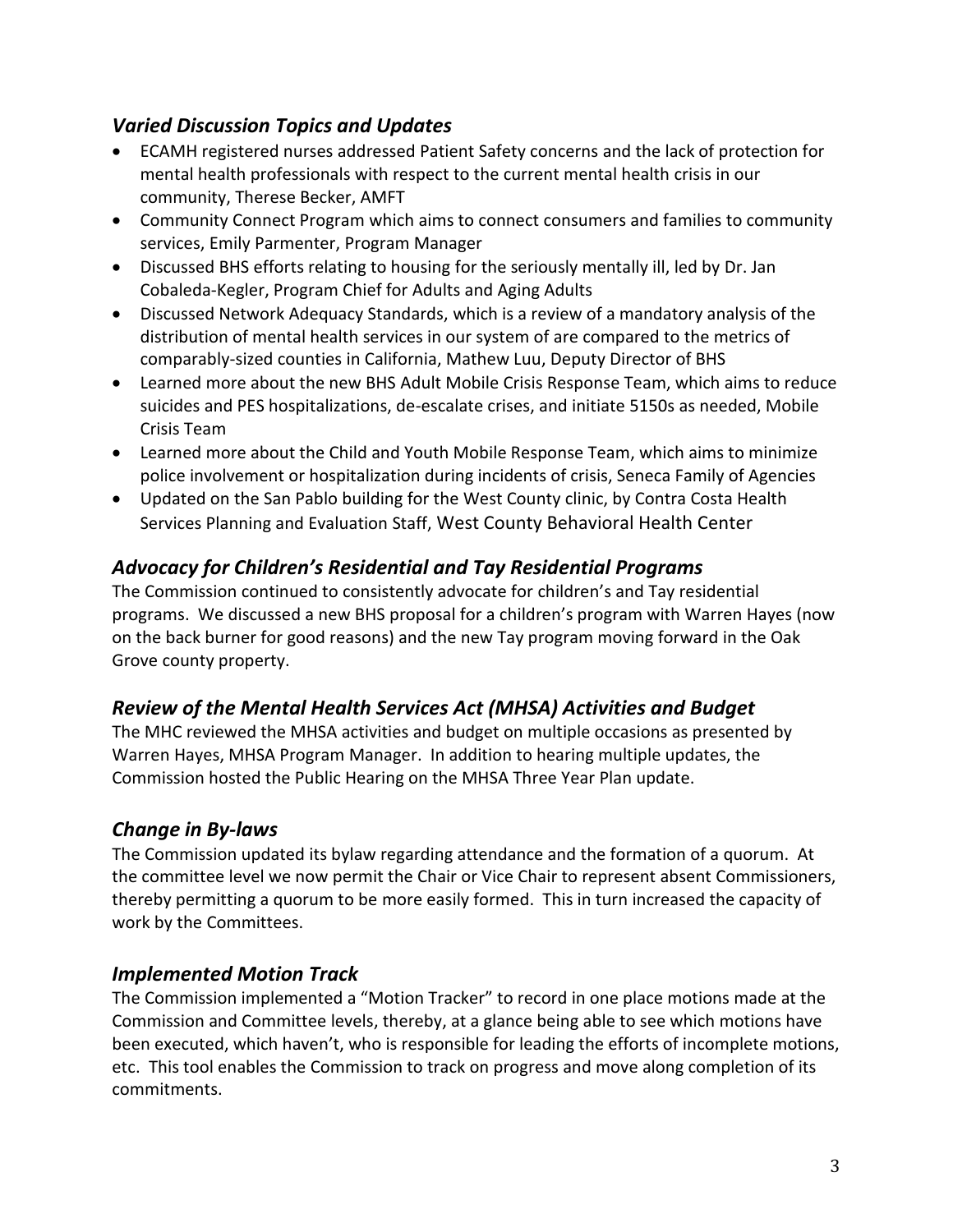### *Varied Discussion Topics and Updates*

- ECAMH registered nurses addressed Patient Safety concerns and the lack of protection for mental health professionals with respect to the current mental health crisis in our community, Therese Becker, AMFT
- Community Connect Program which aims to connect consumers and families to community services, Emily Parmenter, Program Manager
- Discussed BHS efforts relating to housing for the seriously mentally ill, led by Dr. Jan Cobaleda-Kegler, Program Chief for Adults and Aging Adults
- Discussed Network Adequacy Standards, which is a review of a mandatory analysis of the distribution of mental health services in our system of are compared to the metrics of comparably-sized counties in California, Mathew Luu, Deputy Director of BHS
- Learned more about the new BHS Adult Mobile Crisis Response Team, which aims to reduce suicides and PES hospitalizations, de-escalate crises, and initiate 5150s as needed, Mobile Crisis Team
- Learned more about the Child and Youth Mobile Response Team, which aims to minimize police involvement or hospitalization during incidents of crisis, Seneca Family of Agencies
- Updated on the San Pablo building for the West County clinic, by Contra Costa Health Services Planning and Evaluation Staff, West County Behavioral Health Center

### *Advocacy for Children's Residential and Tay Residential Programs*

The Commission continued to consistently advocate for children's and Tay residential programs. We discussed a new BHS proposal for a children's program with Warren Hayes (now on the back burner for good reasons) and the new Tay program moving forward in the Oak Grove county property.

### *Review of the Mental Health Services Act (MHSA) Activities and Budget*

The MHC reviewed the MHSA activities and budget on multiple occasions as presented by Warren Hayes, MHSA Program Manager. In addition to hearing multiple updates, the Commission hosted the Public Hearing on the MHSA Three Year Plan update.

### *Change in By-laws*

The Commission updated its bylaw regarding attendance and the formation of a quorum. At the committee level we now permit the Chair or Vice Chair to represent absent Commissioners, thereby permitting a quorum to be more easily formed. This in turn increased the capacity of work by the Committees.

### *Implemented Motion Track*

The Commission implemented a "Motion Tracker" to record in one place motions made at the Commission and Committee levels, thereby, at a glance being able to see which motions have been executed, which haven't, who is responsible for leading the efforts of incomplete motions, etc. This tool enables the Commission to track on progress and move along completion of its commitments.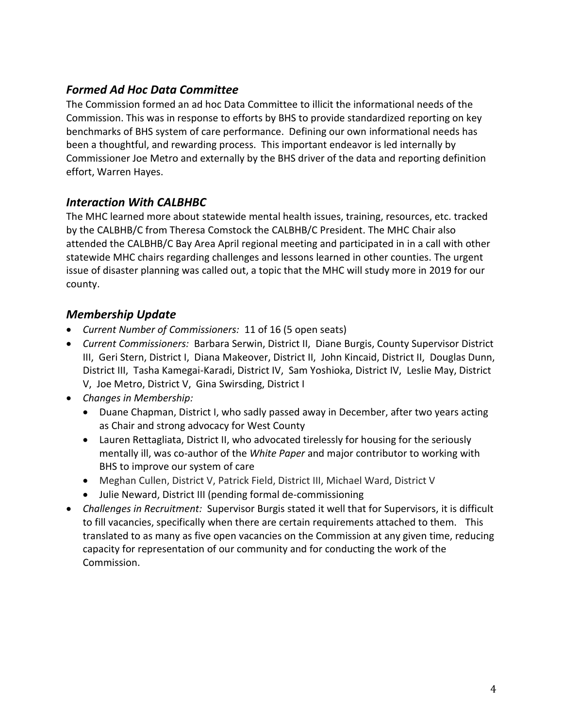### *Formed Ad Hoc Data Committee*

The Commission formed an ad hoc Data Committee to illicit the informational needs of the Commission. This was in response to efforts by BHS to provide standardized reporting on key benchmarks of BHS system of care performance. Defining our own informational needs has been a thoughtful, and rewarding process. This important endeavor is led internally by Commissioner Joe Metro and externally by the BHS driver of the data and reporting definition effort, Warren Hayes.

### *Interaction With CALBHBC*

The MHC learned more about statewide mental health issues, training, resources, etc. tracked by the CALBHB/C from Theresa Comstock the CALBHB/C President. The MHC Chair also attended the CALBHB/C Bay Area April regional meeting and participated in in a call with other statewide MHC chairs regarding challenges and lessons learned in other counties. The urgent issue of disaster planning was called out, a topic that the MHC will study more in 2019 for our county.

### *Membership Update*

- *Current Number of Commissioners:* 11 of 16 (5 open seats)
- *Current Commissioners:* Barbara Serwin, District II, Diane Burgis, County Supervisor District III, Geri Stern, District I, Diana Makeover, District II, John Kincaid, District II, Douglas Dunn, District III, Tasha Kamegai-Karadi, District IV, Sam Yoshioka, District IV, Leslie May, District V, Joe Metro, District V, Gina Swirsding, District I
- *Changes in Membership:*
  - Duane Chapman, District I, who sadly passed away in December, after two years acting as Chair and strong advocacy for West County
  - Lauren Rettagliata, District II, who advocated tirelessly for housing for the seriously mentally ill, was co-author of the *White Paper* and major contributor to working with BHS to improve our system of care
  - Meghan Cullen, District V, Patrick Field, District III, Michael Ward, District V
  - Julie Neward, District III (pending formal de-commissioning
- *Challenges in Recruitment:* Supervisor Burgis stated it well that for Supervisors, it is difficult to fill vacancies, specifically when there are certain requirements attached to them. This translated to as many as five open vacancies on the Commission at any given time, reducing capacity for representation of our community and for conducting the work of the Commission.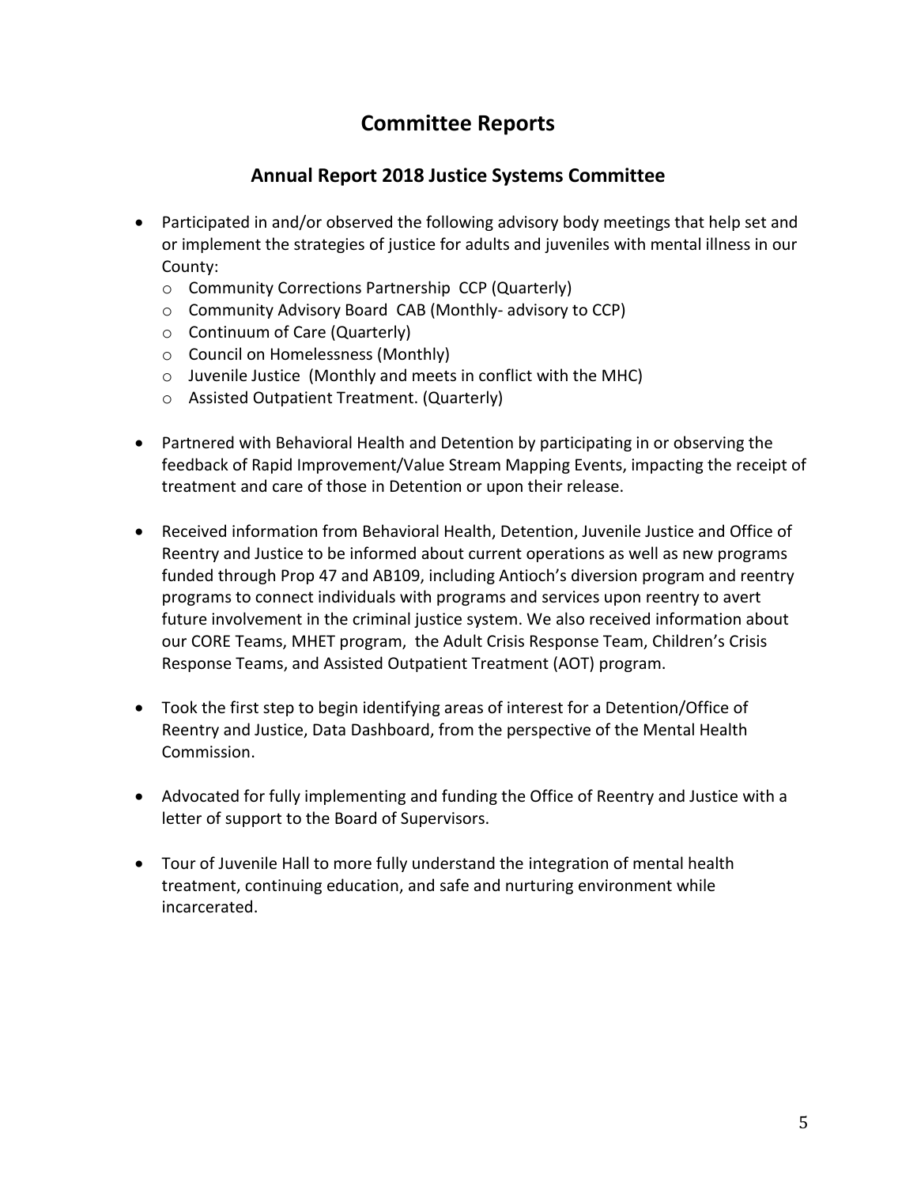# Committee Reports

## Annual Report 2018 Justice Systems Committee

- Participated in and/or observed the following advisory body meetings that help set and or implement the strategies of justice for adults and juveniles with mental illness in our County:
  - Community Corrections Partnership CCP (Quarterly)
  - Community Advisory Board CAB (Monthly- advisory to CCP)
  - Continuum of Care (Quarterly)
  - Council on Homelessness (Monthly)
  - Juvenile Justice (Monthly and meets in conflict with the MHC)
  - Assisted Outpatient Treatment. (Quarterly)

- Partnered with Behavioral Health and Detention by participating in or observing the feedback of Rapid Improvement/Value Stream Mapping Events, impacting the receipt of treatment and care of those in Detention or upon their release.

- Received information from Behavioral Health, Detention, Juvenile Justice and Office of Reentry and Justice to be informed about current operations as well as new programs funded through Prop 47 and AB109, including Antioch's diversion program and reentry programs to connect individuals with programs and services upon reentry to avert future involvement in the criminal justice system. We also received information about our CORE Teams, MHET program, the Adult Crisis Response Team, Children's Crisis Response Teams, and Assisted Outpatient Treatment (AOT) program.

- Took the first step to begin identifying areas of interest for a Detention/Office of Reentry and Justice, Data Dashboard, from the perspective of the Mental Health Commission.

- Advocated for fully implementing and funding the Office of Reentry and Justice with a letter of support to the Board of Supervisors.

- Tour of Juvenile Hall to more fully understand the integration of mental health treatment, continuing education, and safe and nurturing environment while incarcerated.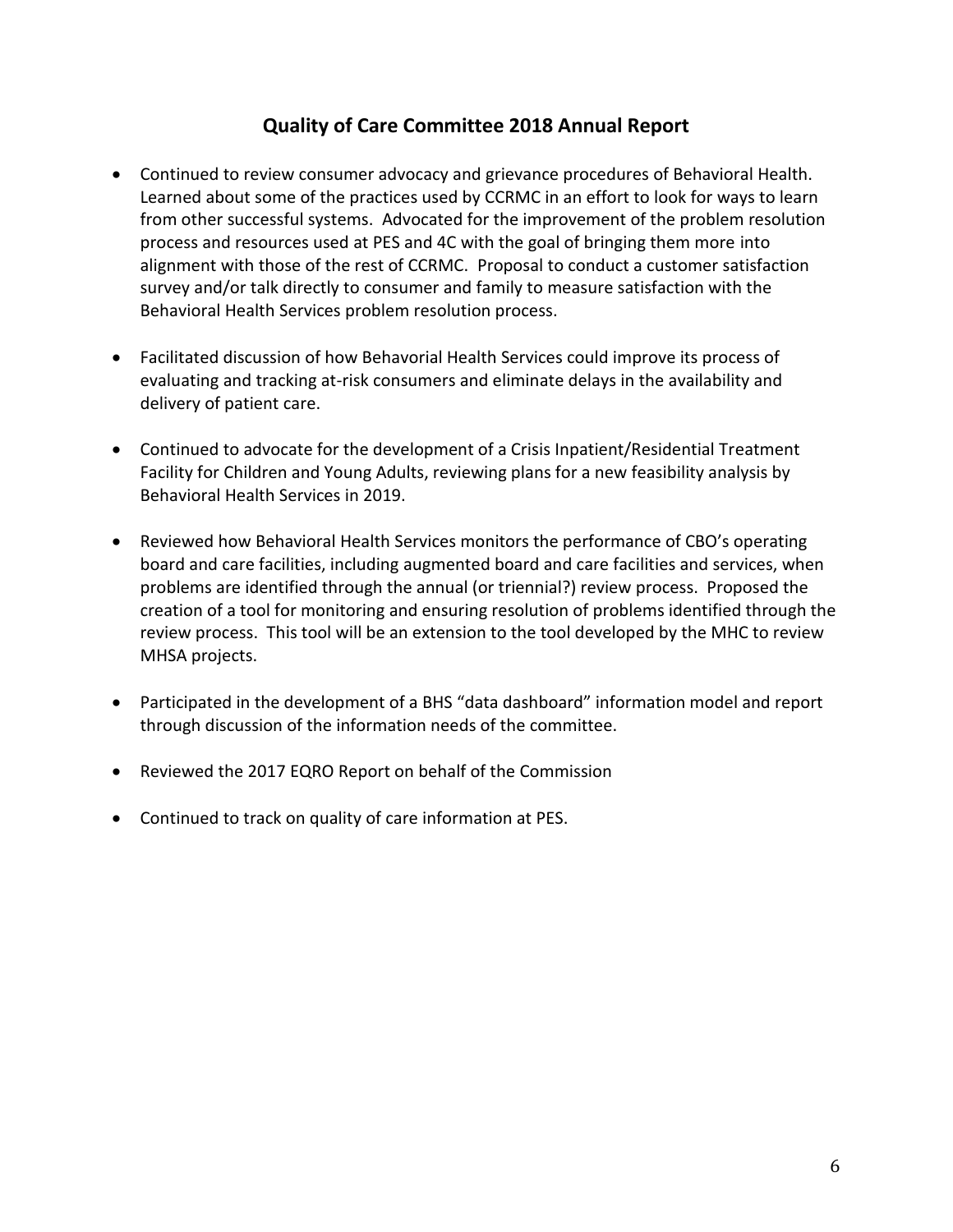## Quality of Care Committee 2018 Annual Report

- Continued to review consumer advocacy and grievance procedures of Behavioral Health. Learned about some of the practices used by CCRMC in an effort to look for ways to learn from other successful systems. Advocated for the improvement of the problem resolution process and resources used at PES and 4C with the goal of bringing them more into alignment with those of the rest of CCRMC. Proposal to conduct a customer satisfaction survey and/or talk directly to consumer and family to measure satisfaction with the Behavioral Health Services problem resolution process.

- Facilitated discussion of how Behavorial Health Services could improve its process of evaluating and tracking at-risk consumers and eliminate delays in the availability and delivery of patient care.

- Continued to advocate for the development of a Crisis Inpatient/Residential Treatment Facility for Children and Young Adults, reviewing plans for a new feasibility analysis by Behavioral Health Services in 2019.

- Reviewed how Behavioral Health Services monitors the performance of CBO's operating board and care facilities, including augmented board and care facilities and services, when problems are identified through the annual (or triennial?) review process. Proposed the creation of a tool for monitoring and ensuring resolution of problems identified through the review process. This tool will be an extension to the tool developed by the MHC to review MHSA projects.

- Participated in the development of a BHS "data dashboard" information model and report through discussion of the information needs of the committee.

- Reviewed the 2017 EQRO Report on behalf of the Commission

- Continued to track on quality of care information at PES.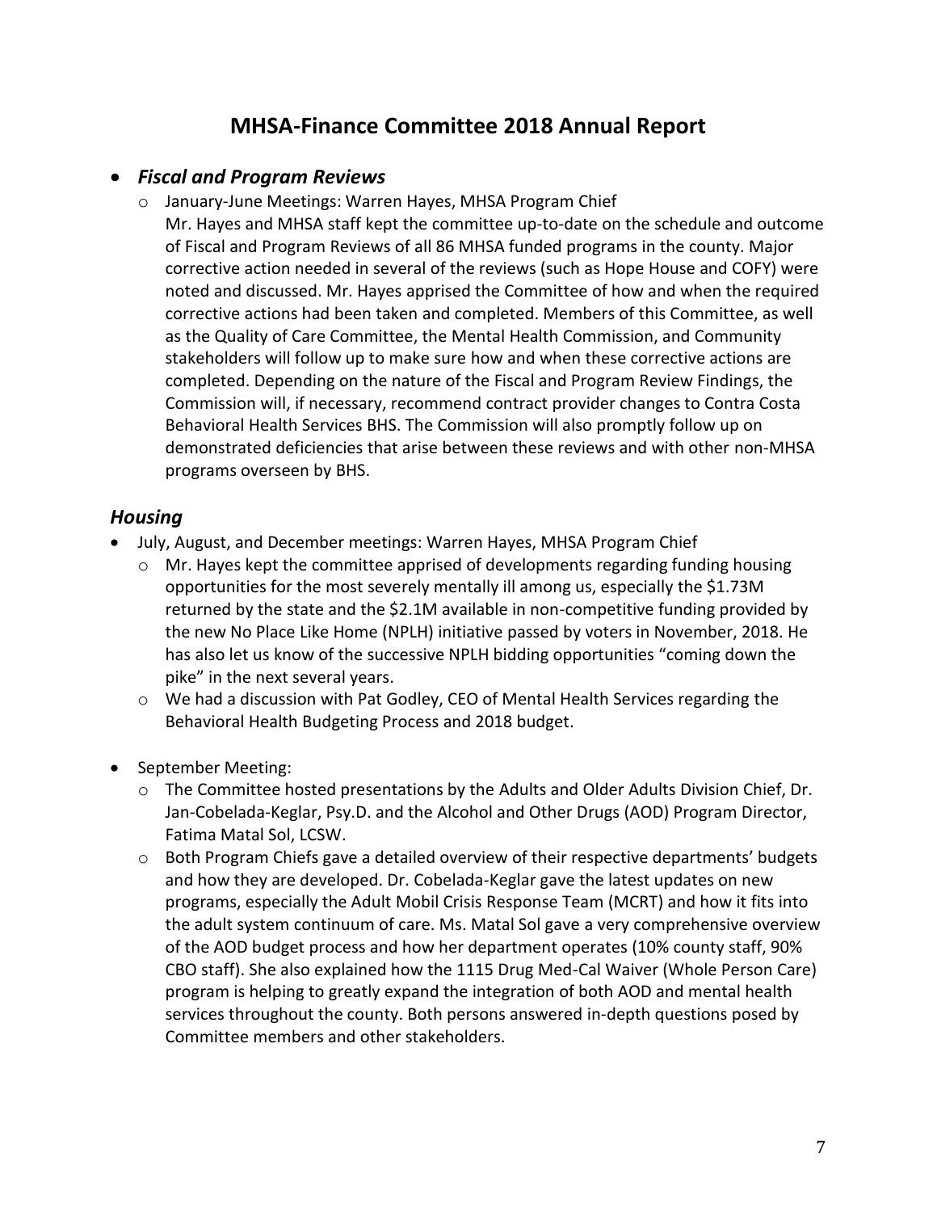# MHSA-Finance Committee 2018 Annual Report

- ***Fiscal and Program Reviews***
  - January-June Meetings: Warren Hayes, MHSA Program Chief
    Mr. Hayes and MHSA staff kept the committee up-to-date on the schedule and outcome of Fiscal and Program Reviews of all 86 MHSA funded programs in the county. Major corrective action needed in several of the reviews (such as Hope House and COFY) were noted and discussed. Mr. Hayes apprised the Committee of how and when the required corrective actions had been taken and completed. Members of this Committee, as well as the Quality of Care Committee, the Mental Health Commission, and Community stakeholders will follow up to make sure how and when these corrective actions are completed. Depending on the nature of the Fiscal and Program Review Findings, the Commission will, if necessary, recommend contract provider changes to Contra Costa Behavioral Health Services BHS. The Commission will also promptly follow up on demonstrated deficiencies that arise between these reviews and with other non-MHSA programs overseen by BHS.

## *Housing*

- July, August, and December meetings: Warren Hayes, MHSA Program Chief
  - Mr. Hayes kept the committee apprised of developments regarding funding housing opportunities for the most severely mentally ill among us, especially the $1.73M returned by the state and the $2.1M available in non-competitive funding provided by the new No Place Like Home (NPLH) initiative passed by voters in November, 2018. He has also let us know of the successive NPLH bidding opportunities "coming down the pike" in the next several years.
  - We had a discussion with Pat Godley, CEO of Mental Health Services regarding the Behavioral Health Budgeting Process and 2018 budget.

- September Meeting:
  - The Committee hosted presentations by the Adults and Older Adults Division Chief, Dr. Jan-Cobelada-Keglar, Psy.D. and the Alcohol and Other Drugs (AOD) Program Director, Fatima Matal Sol, LCSW.
  - Both Program Chiefs gave a detailed overview of their respective departments' budgets and how they are developed. Dr. Cobelada-Keglar gave the latest updates on new programs, especially the Adult Mobil Crisis Response Team (MCRT) and how it fits into the adult system continuum of care. Ms. Matal Sol gave a very comprehensive overview of the AOD budget process and how her department operates (10% county staff, 90% CBO staff). She also explained how the 1115 Drug Med-Cal Waiver (Whole Person Care) program is helping to greatly expand the integration of both AOD and mental health services throughout the county. Both persons answered in-depth questions posed by Committee members and other stakeholders.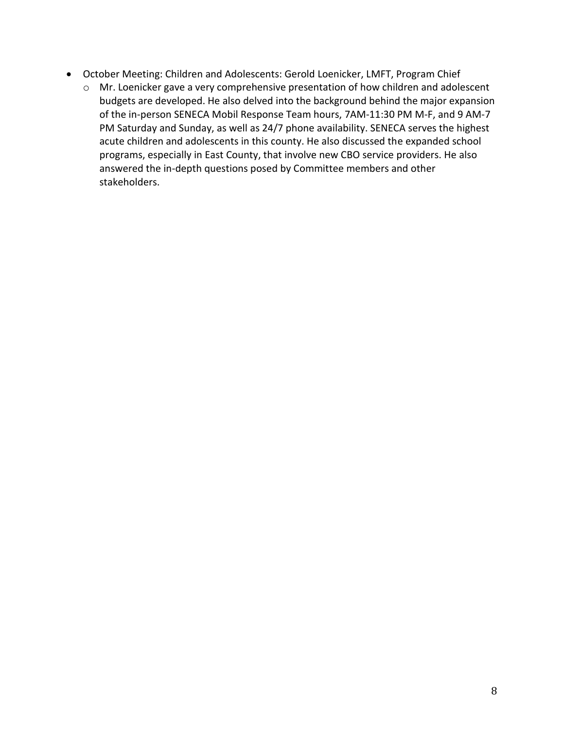- October Meeting: Children and Adolescents: Gerold Loenicker, LMFT, Program Chief
  - Mr. Loenicker gave a very comprehensive presentation of how children and adolescent budgets are developed. He also delved into the background behind the major expansion of the in-person SENECA Mobil Response Team hours, 7AM-11:30 PM M-F, and 9 AM-7 PM Saturday and Sunday, as well as 24/7 phone availability. SENECA serves the highest acute children and adolescents in this county. He also discussed the expanded school programs, especially in East County, that involve new CBO service providers. He also answered the in-depth questions posed by Committee members and other stakeholders.